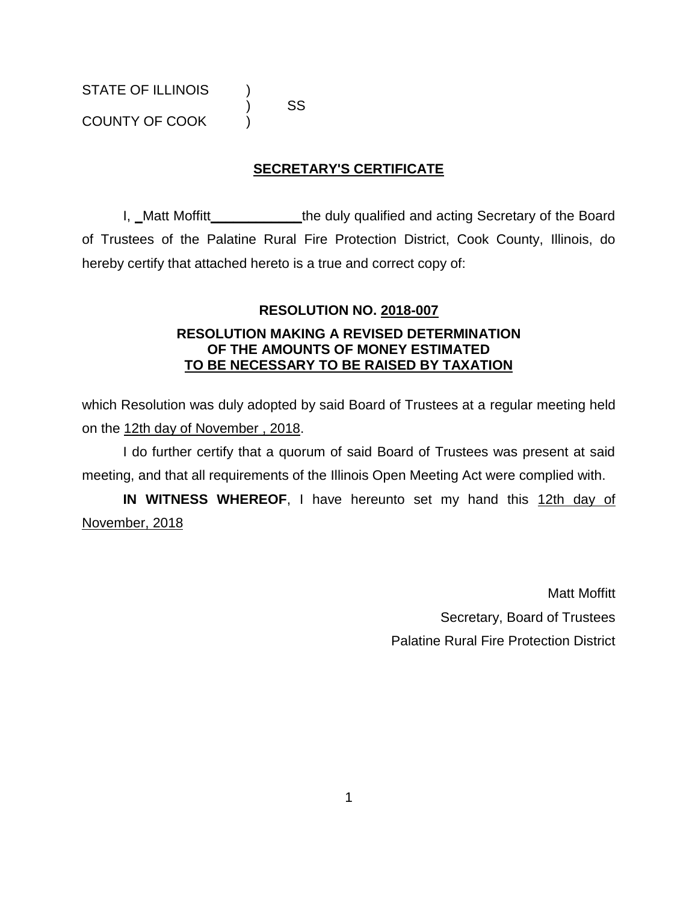STATE OF ILLINOIS )
) SS
COUNTY OF COOK )

## SECRETARY'S CERTIFICATE

I, Matt Moffitt the duly qualified and acting Secretary of the Board of Trustees of the Palatine Rural Fire Protection District, Cook County, Illinois, do hereby certify that attached hereto is a true and correct copy of:

**RESOLUTION NO. 2018-007**

**RESOLUTION MAKING A REVISED DETERMINATION OF THE AMOUNTS OF MONEY ESTIMATED TO BE NECESSARY TO BE RAISED BY TAXATION**

which Resolution was duly adopted by said Board of Trustees at a regular meeting held on the 12th day of November , 2018.

I do further certify that a quorum of said Board of Trustees was present at said meeting, and that all requirements of the Illinois Open Meeting Act were complied with.

**IN WITNESS WHEREOF**, I have hereunto set my hand this 12th day of November, 2018

Matt Moffitt
Secretary, Board of Trustees
Palatine Rural Fire Protection District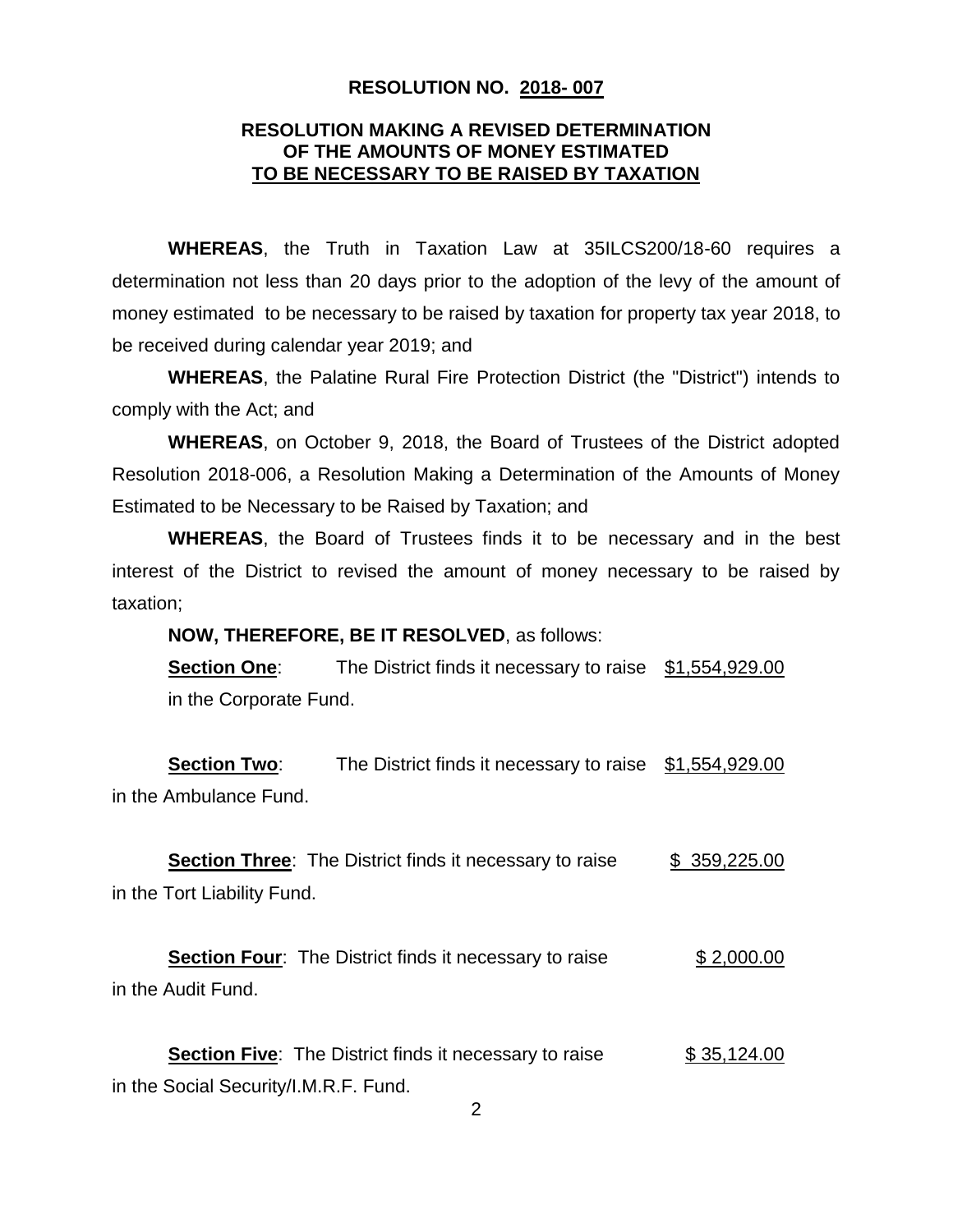**RESOLUTION NO. 2018- 007**

**RESOLUTION MAKING A REVISED DETERMINATION OF THE AMOUNTS OF MONEY ESTIMATED TO BE NECESSARY TO BE RAISED BY TAXATION**

**WHEREAS**, the Truth in Taxation Law at 35ILCS200/18-60 requires a determination not less than 20 days prior to the adoption of the levy of the amount of money estimated to be necessary to be raised by taxation for property tax year 2018, to be received during calendar year 2019; and

**WHEREAS**, the Palatine Rural Fire Protection District (the "District") intends to comply with the Act; and

**WHEREAS**, on October 9, 2018, the Board of Trustees of the District adopted Resolution 2018-006, a Resolution Making a Determination of the Amounts of Money Estimated to be Necessary to be Raised by Taxation; and

**WHEREAS**, the Board of Trustees finds it to be necessary and in the best interest of the District to revised the amount of money necessary to be raised by taxation;

**NOW, THEREFORE, BE IT RESOLVED**, as follows:

**Section One**: The District finds it necessary to raise $1,554,929.00 in the Corporate Fund.

**Section Two**: The District finds it necessary to raise $1,554,929.00 in the Ambulance Fund.

**Section Three**: The District finds it necessary to raise $ 359,225.00 in the Tort Liability Fund.

**Section Four**: The District finds it necessary to raise $ 2,000.00 in the Audit Fund.

**Section Five**: The District finds it necessary to raise $ 35,124.00 in the Social Security/I.M.R.F. Fund.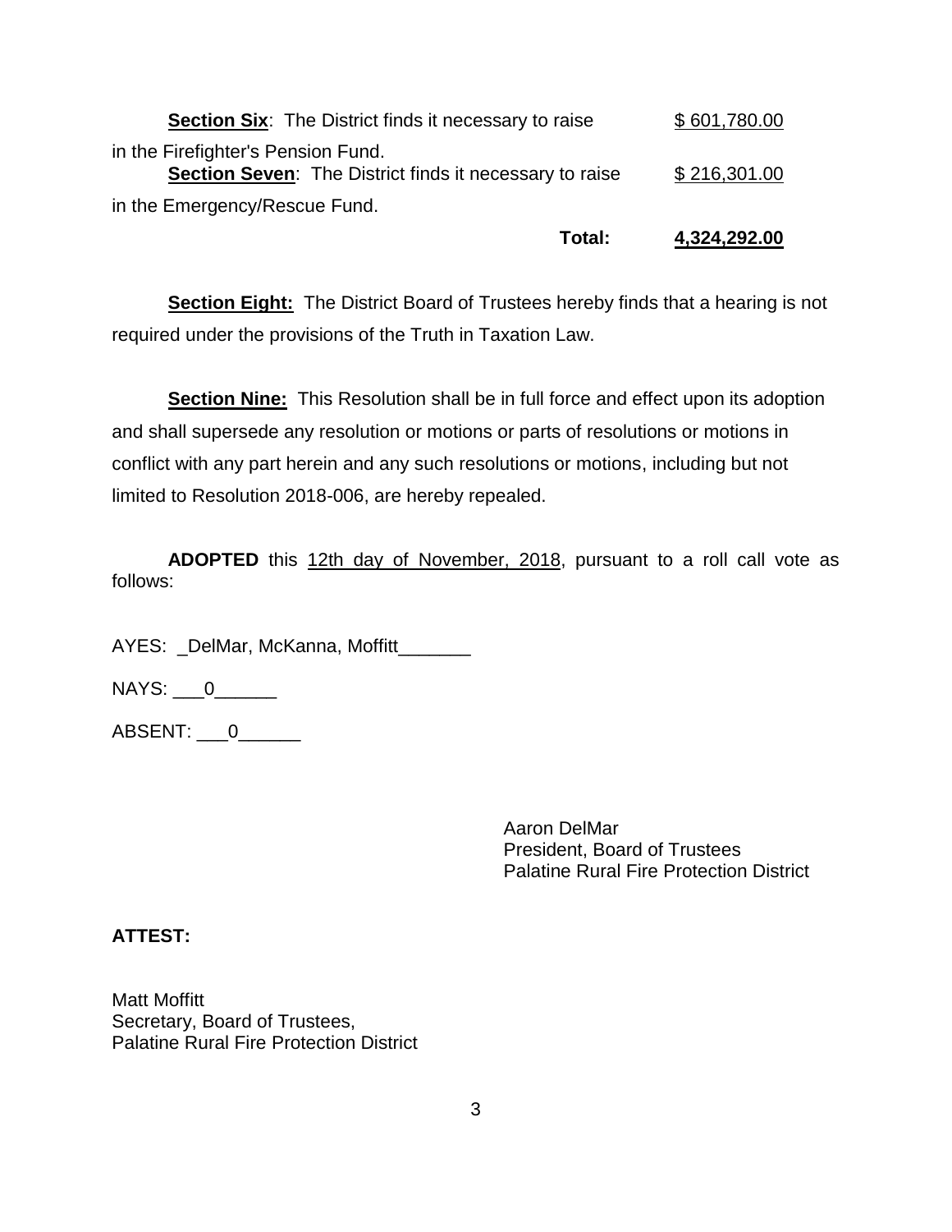**Section Six**: The District finds it necessary to raise $ 601,780.00 in the Firefighter's Pension Fund.

**Section Seven**: The District finds it necessary to raise $ 216,301.00 in the Emergency/Rescue Fund.

**Total: 4,324,292.00**

**Section Eight:** The District Board of Trustees hereby finds that a hearing is not required under the provisions of the Truth in Taxation Law.

**Section Nine:** This Resolution shall be in full force and effect upon its adoption and shall supersede any resolution or motions or parts of resolutions or motions in conflict with any part herein and any such resolutions or motions, including but not limited to Resolution 2018-006, are hereby repealed.

**ADOPTED** this 12th day of November, 2018, pursuant to a roll call vote as follows:

AYES: _DelMar, McKanna, Moffitt_______

NAYS: ___0______

ABSENT: ___0______

Aaron DelMar
President, Board of Trustees
Palatine Rural Fire Protection District

**ATTEST:**

Matt Moffitt
Secretary, Board of Trustees,
Palatine Rural Fire Protection District